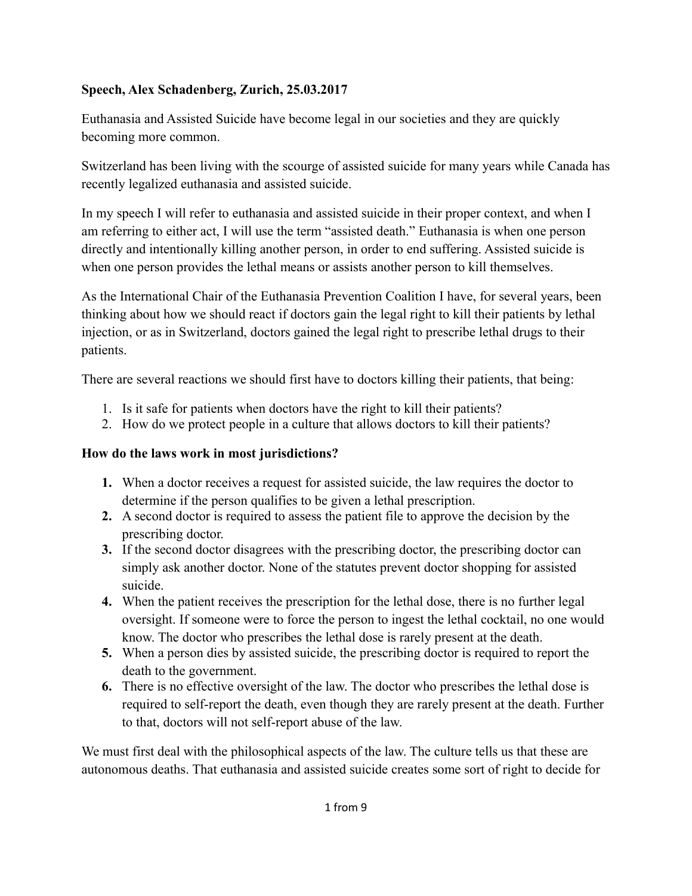**Speech, Alex Schadenberg, Zurich, 25.03.2017**

Euthanasia and Assisted Suicide have become legal in our societies and they are quickly becoming more common.

Switzerland has been living with the scourge of assisted suicide for many years while Canada has recently legalized euthanasia and assisted suicide.

In my speech I will refer to euthanasia and assisted suicide in their proper context, and when I am referring to either act, I will use the term "assisted death." Euthanasia is when one person directly and intentionally killing another person, in order to end suffering. Assisted suicide is when one person provides the lethal means or assists another person to kill themselves.

As the International Chair of the Euthanasia Prevention Coalition I have, for several years, been thinking about how we should react if doctors gain the legal right to kill their patients by lethal injection, or as in Switzerland, doctors gained the legal right to prescribe lethal drugs to their patients.

There are several reactions we should first have to doctors killing their patients, that being:

1. Is it safe for patients when doctors have the right to kill their patients?
2. How do we protect people in a culture that allows doctors to kill their patients?

**How do the laws work in most jurisdictions?**

1. When a doctor receives a request for assisted suicide, the law requires the doctor to determine if the person qualifies to be given a lethal prescription.
2. A second doctor is required to assess the patient file to approve the decision by the prescribing doctor.
3. If the second doctor disagrees with the prescribing doctor, the prescribing doctor can simply ask another doctor. None of the statutes prevent doctor shopping for assisted suicide.
4. When the patient receives the prescription for the lethal dose, there is no further legal oversight. If someone were to force the person to ingest the lethal cocktail, no one would know. The doctor who prescribes the lethal dose is rarely present at the death.
5. When a person dies by assisted suicide, the prescribing doctor is required to report the death to the government.
6. There is no effective oversight of the law. The doctor who prescribes the lethal dose is required to self-report the death, even though they are rarely present at the death. Further to that, doctors will not self-report abuse of the law.

We must first deal with the philosophical aspects of the law. The culture tells us that these are autonomous deaths. That euthanasia and assisted suicide creates some sort of right to decide for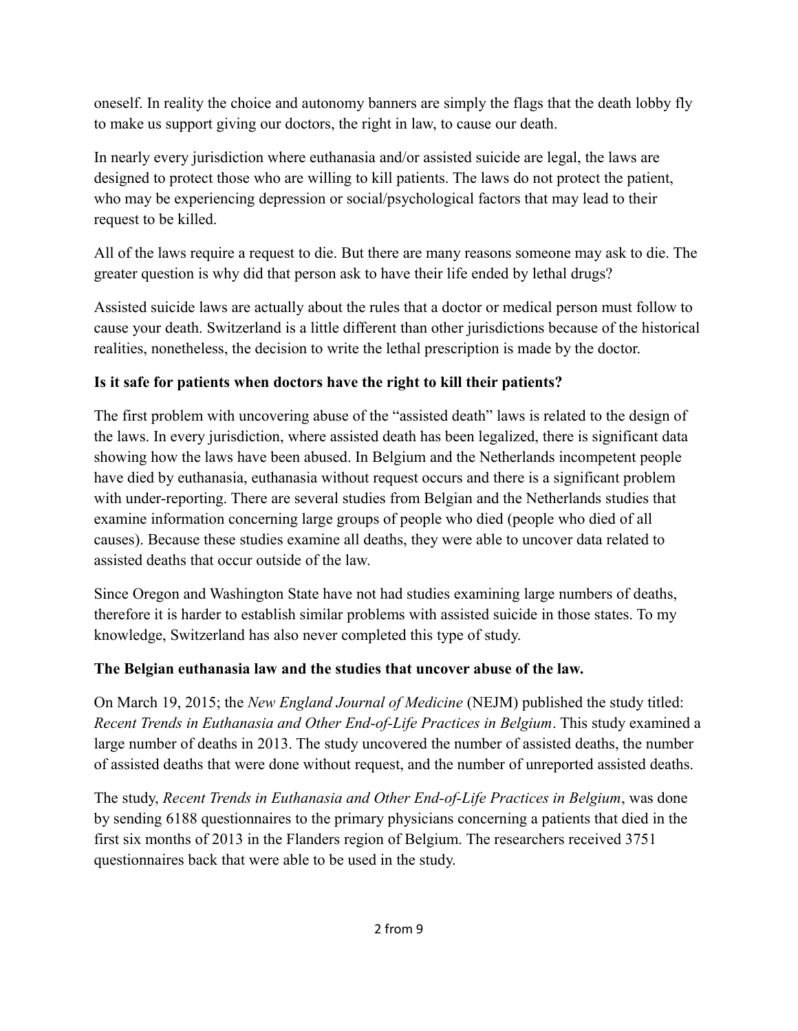oneself. In reality the choice and autonomy banners are simply the flags that the death lobby fly to make us support giving our doctors, the right in law, to cause our death.

In nearly every jurisdiction where euthanasia and/or assisted suicide are legal, the laws are designed to protect those who are willing to kill patients. The laws do not protect the patient, who may be experiencing depression or social/psychological factors that may lead to their request to be killed.

All of the laws require a request to die. But there are many reasons someone may ask to die. The greater question is why did that person ask to have their life ended by lethal drugs?

Assisted suicide laws are actually about the rules that a doctor or medical person must follow to cause your death. Switzerland is a little different than other jurisdictions because of the historical realities, nonetheless, the decision to write the lethal prescription is made by the doctor.

**Is it safe for patients when doctors have the right to kill their patients?**

The first problem with uncovering abuse of the "assisted death" laws is related to the design of the laws. In every jurisdiction, where assisted death has been legalized, there is significant data showing how the laws have been abused. In Belgium and the Netherlands incompetent people have died by euthanasia, euthanasia without request occurs and there is a significant problem with under-reporting. There are several studies from Belgian and the Netherlands studies that examine information concerning large groups of people who died (people who died of all causes). Because these studies examine all deaths, they were able to uncover data related to assisted deaths that occur outside of the law.

Since Oregon and Washington State have not had studies examining large numbers of deaths, therefore it is harder to establish similar problems with assisted suicide in those states. To my knowledge, Switzerland has also never completed this type of study.

**The Belgian euthanasia law and the studies that uncover abuse of the law.**

On March 19, 2015; the *New England Journal of Medicine* (NEJM) published the study titled: *Recent Trends in Euthanasia and Other End-of-Life Practices in Belgium*. This study examined a large number of deaths in 2013. The study uncovered the number of assisted deaths, the number of assisted deaths that were done without request, and the number of unreported assisted deaths.

The study, *Recent Trends in Euthanasia and Other End-of-Life Practices in Belgium*, was done by sending 6188 questionnaires to the primary physicians concerning a patients that died in the first six months of 2013 in the Flanders region of Belgium. The researchers received 3751 questionnaires back that were able to be used in the study.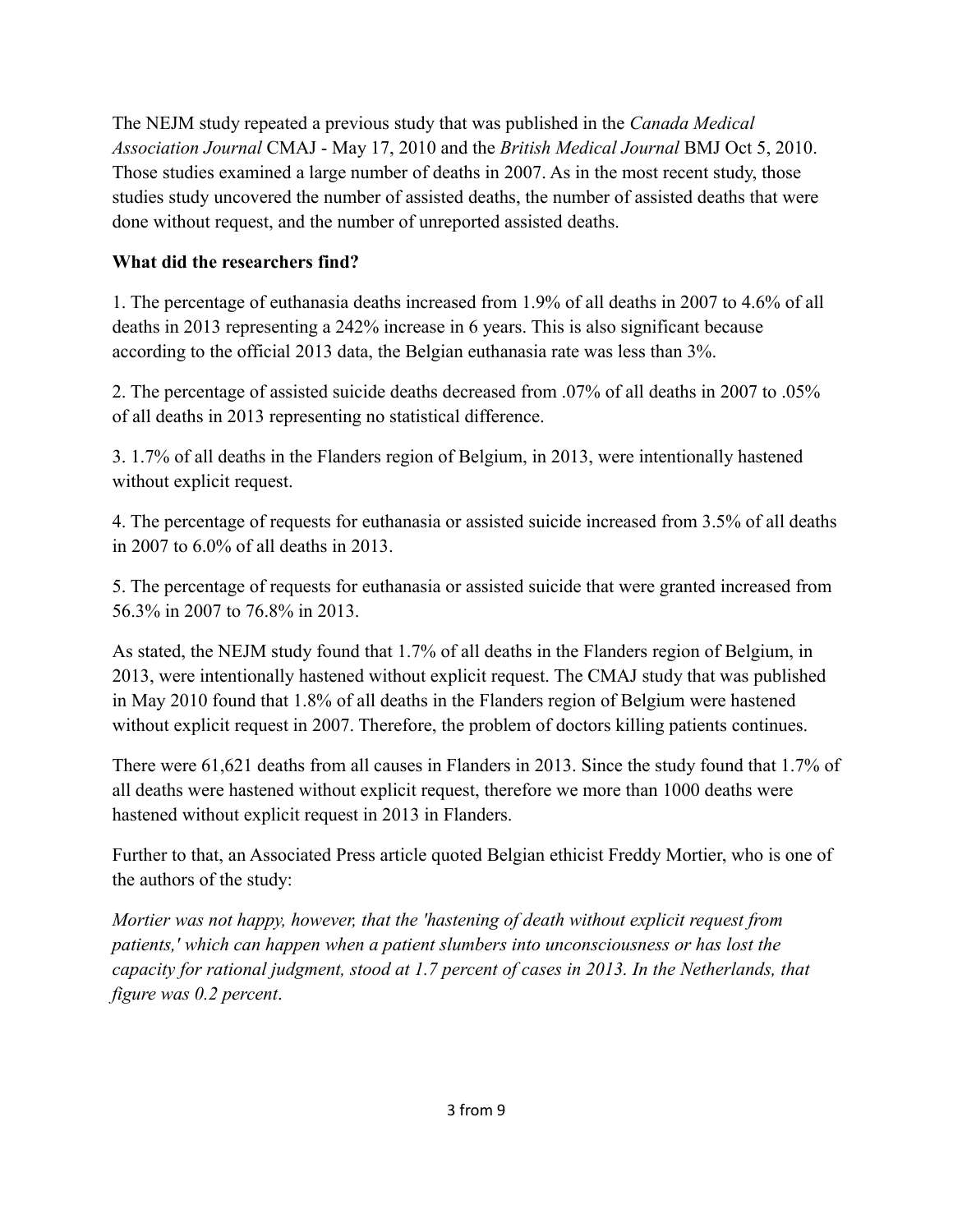The NEJM study repeated a previous study that was published in the *Canada Medical Association Journal* CMAJ - May 17, 2010 and the *British Medical Journal* BMJ Oct 5, 2010. Those studies examined a large number of deaths in 2007. As in the most recent study, those studies study uncovered the number of assisted deaths, the number of assisted deaths that were done without request, and the number of unreported assisted deaths.

**What did the researchers find?**

1. The percentage of euthanasia deaths increased from 1.9% of all deaths in 2007 to 4.6% of all deaths in 2013 representing a 242% increase in 6 years. This is also significant because according to the official 2013 data, the Belgian euthanasia rate was less than 3%.

2. The percentage of assisted suicide deaths decreased from .07% of all deaths in 2007 to .05% of all deaths in 2013 representing no statistical difference.

3. 1.7% of all deaths in the Flanders region of Belgium, in 2013, were intentionally hastened without explicit request.

4. The percentage of requests for euthanasia or assisted suicide increased from 3.5% of all deaths in 2007 to 6.0% of all deaths in 2013.

5. The percentage of requests for euthanasia or assisted suicide that were granted increased from 56.3% in 2007 to 76.8% in 2013.

As stated, the NEJM study found that 1.7% of all deaths in the Flanders region of Belgium, in 2013, were intentionally hastened without explicit request. The CMAJ study that was published in May 2010 found that 1.8% of all deaths in the Flanders region of Belgium were hastened without explicit request in 2007. Therefore, the problem of doctors killing patients continues.

There were 61,621 deaths from all causes in Flanders in 2013. Since the study found that 1.7% of all deaths were hastened without explicit request, therefore we more than 1000 deaths were hastened without explicit request in 2013 in Flanders.

Further to that, an Associated Press article quoted Belgian ethicist Freddy Mortier, who is one of the authors of the study:

*Mortier was not happy, however, that the 'hastening of death without explicit request from patients,' which can happen when a patient slumbers into unconsciousness or has lost the capacity for rational judgment, stood at 1.7 percent of cases in 2013. In the Netherlands, that figure was 0.2 percent*.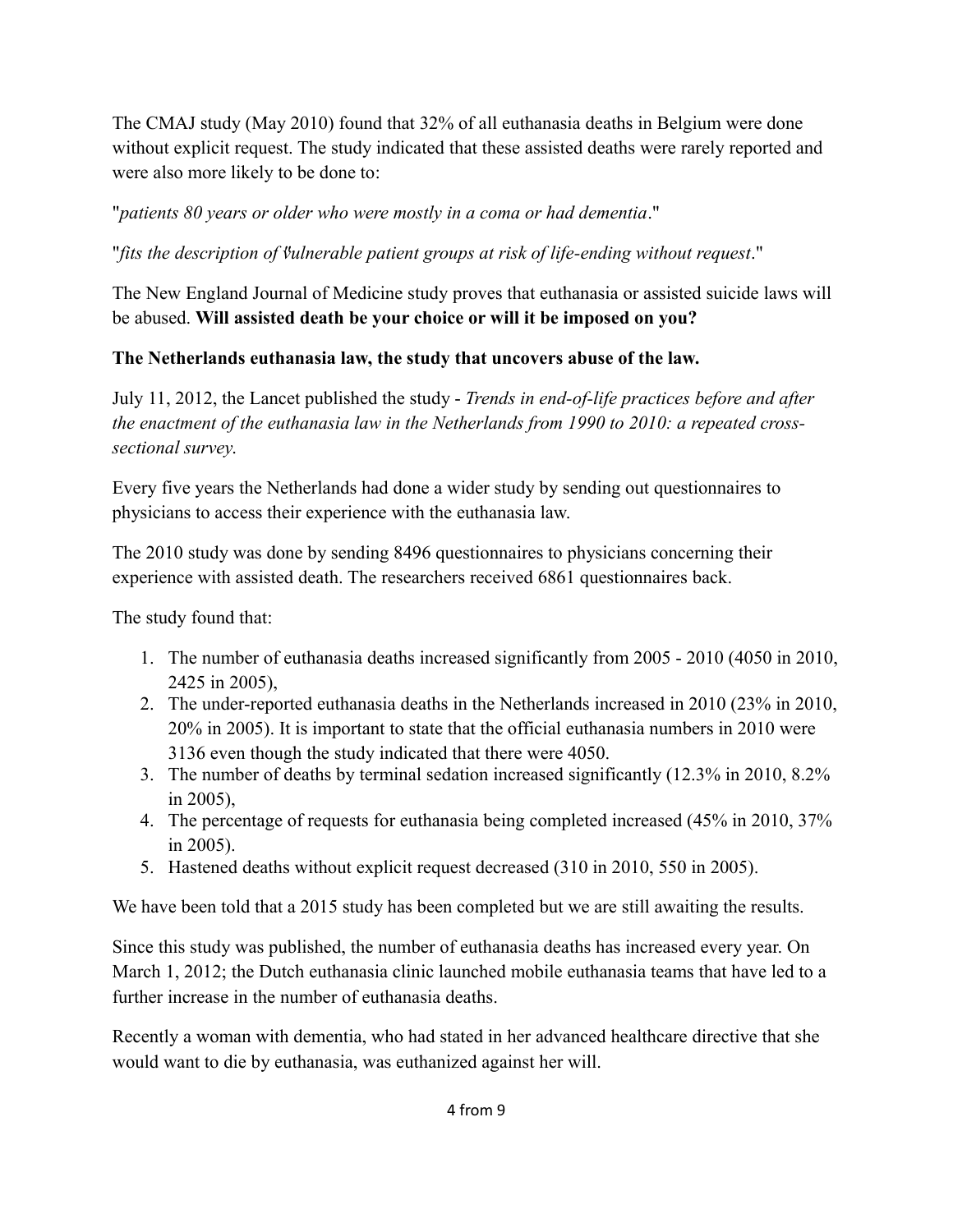The CMAJ study (May 2010) found that 32% of all euthanasia deaths in Belgium were done without explicit request. The study indicated that these assisted deaths were rarely reported and were also more likely to be done to:

"*patients 80 years or older who were mostly in a coma or had dementia*."

"*fits the description of 'vulnerable patient groups at risk of life-ending without request*."

The New England Journal of Medicine study proves that euthanasia or assisted suicide laws will be abused. **Will assisted death be your choice or will it be imposed on you?**

**The Netherlands euthanasia law, the study that uncovers abuse of the law.**

July 11, 2012, the Lancet published the study - *Trends in end-of-life practices before and after the enactment of the euthanasia law in the Netherlands from 1990 to 2010: a repeated cross-sectional survey.*

Every five years the Netherlands had done a wider study by sending out questionnaires to physicians to access their experience with the euthanasia law.

The 2010 study was done by sending 8496 questionnaires to physicians concerning their experience with assisted death. The researchers received 6861 questionnaires back.

The study found that:

1. The number of euthanasia deaths increased significantly from 2005 - 2010 (4050 in 2010, 2425 in 2005),
2. The under-reported euthanasia deaths in the Netherlands increased in 2010 (23% in 2010, 20% in 2005). It is important to state that the official euthanasia numbers in 2010 were 3136 even though the study indicated that there were 4050.
3. The number of deaths by terminal sedation increased significantly (12.3% in 2010, 8.2% in 2005),
4. The percentage of requests for euthanasia being completed increased (45% in 2010, 37% in 2005).
5. Hastened deaths without explicit request decreased (310 in 2010, 550 in 2005).

We have been told that a 2015 study has been completed but we are still awaiting the results.

Since this study was published, the number of euthanasia deaths has increased every year. On March 1, 2012; the Dutch euthanasia clinic launched mobile euthanasia teams that have led to a further increase in the number of euthanasia deaths.

Recently a woman with dementia, who had stated in her advanced healthcare directive that she would want to die by euthanasia, was euthanized against her will.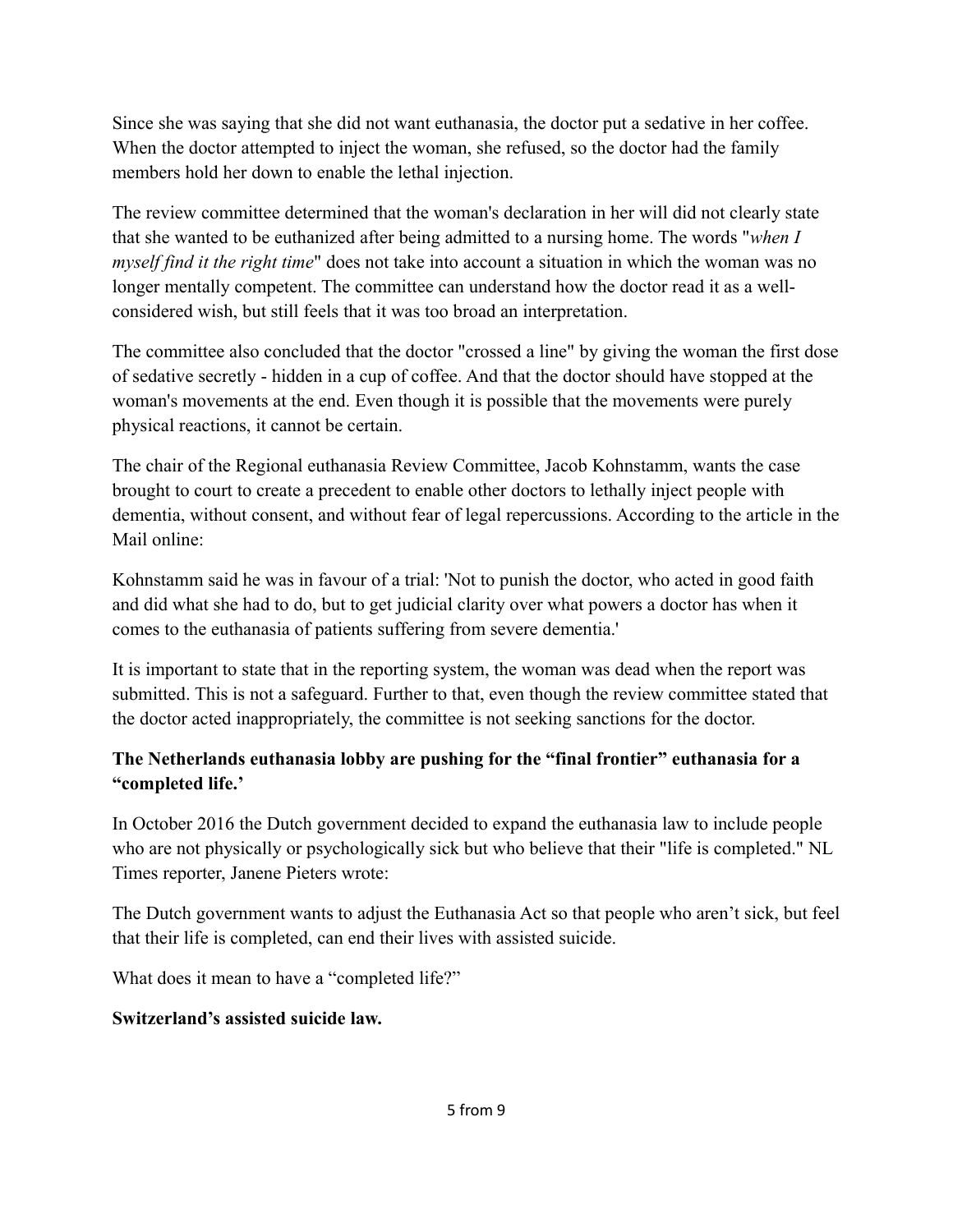Since she was saying that she did not want euthanasia, the doctor put a sedative in her coffee. When the doctor attempted to inject the woman, she refused, so the doctor had the family members hold her down to enable the lethal injection.

The review committee determined that the woman's declaration in her will did not clearly state that she wanted to be euthanized after being admitted to a nursing home. The words "*when I myself find it the right time*" does not take into account a situation in which the woman was no longer mentally competent. The committee can understand how the doctor read it as a well-considered wish, but still feels that it was too broad an interpretation.

The committee also concluded that the doctor "crossed a line" by giving the woman the first dose of sedative secretly - hidden in a cup of coffee. And that the doctor should have stopped at the woman's movements at the end. Even though it is possible that the movements were purely physical reactions, it cannot be certain.

The chair of the Regional euthanasia Review Committee, Jacob Kohnstamm, wants the case brought to court to create a precedent to enable other doctors to lethally inject people with dementia, without consent, and without fear of legal repercussions. According to the article in the Mail online:

Kohnstamm said he was in favour of a trial: 'Not to punish the doctor, who acted in good faith and did what she had to do, but to get judicial clarity over what powers a doctor has when it comes to the euthanasia of patients suffering from severe dementia.'

It is important to state that in the reporting system, the woman was dead when the report was submitted. This is not a safeguard. Further to that, even though the review committee stated that the doctor acted inappropriately, the committee is not seeking sanctions for the doctor.

**The Netherlands euthanasia lobby are pushing for the "final frontier" euthanasia for a "completed life.'**

In October 2016 the Dutch government decided to expand the euthanasia law to include people who are not physically or psychologically sick but who believe that their "life is completed." NL Times reporter, Janene Pieters wrote:

The Dutch government wants to adjust the Euthanasia Act so that people who aren't sick, but feel that their life is completed, can end their lives with assisted suicide.

What does it mean to have a "completed life?"

**Switzerland's assisted suicide law.**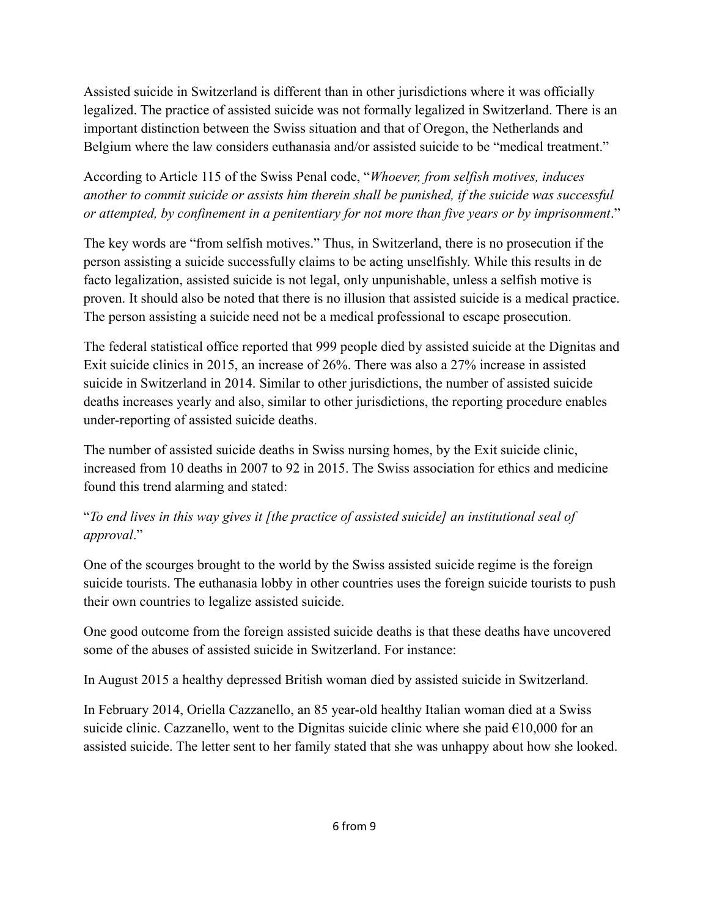Assisted suicide in Switzerland is different than in other jurisdictions where it was officially legalized. The practice of assisted suicide was not formally legalized in Switzerland. There is an important distinction between the Swiss situation and that of Oregon, the Netherlands and Belgium where the law considers euthanasia and/or assisted suicide to be "medical treatment."

According to Article 115 of the Swiss Penal code, "*Whoever, from selfish motives, induces another to commit suicide or assists him therein shall be punished, if the suicide was successful or attempted, by confinement in a penitentiary for not more than five years or by imprisonment*."

The key words are "from selfish motives." Thus, in Switzerland, there is no prosecution if the person assisting a suicide successfully claims to be acting unselfishly. While this results in de facto legalization, assisted suicide is not legal, only unpunishable, unless a selfish motive is proven. It should also be noted that there is no illusion that assisted suicide is a medical practice. The person assisting a suicide need not be a medical professional to escape prosecution.

The federal statistical office reported that 999 people died by assisted suicide at the Dignitas and Exit suicide clinics in 2015, an increase of 26%. There was also a 27% increase in assisted suicide in Switzerland in 2014. Similar to other jurisdictions, the number of assisted suicide deaths increases yearly and also, similar to other jurisdictions, the reporting procedure enables under-reporting of assisted suicide deaths.

The number of assisted suicide deaths in Swiss nursing homes, by the Exit suicide clinic, increased from 10 deaths in 2007 to 92 in 2015. The Swiss association for ethics and medicine found this trend alarming and stated:

"*To end lives in this way gives it [the practice of assisted suicide] an institutional seal of approval*."

One of the scourges brought to the world by the Swiss assisted suicide regime is the foreign suicide tourists. The euthanasia lobby in other countries uses the foreign suicide tourists to push their own countries to legalize assisted suicide.

One good outcome from the foreign assisted suicide deaths is that these deaths have uncovered some of the abuses of assisted suicide in Switzerland. For instance:

In August 2015 a healthy depressed British woman died by assisted suicide in Switzerland.

In February 2014, Oriella Cazzanello, an 85 year-old healthy Italian woman died at a Swiss suicide clinic. Cazzanello, went to the Dignitas suicide clinic where she paid €10,000 for an assisted suicide. The letter sent to her family stated that she was unhappy about how she looked.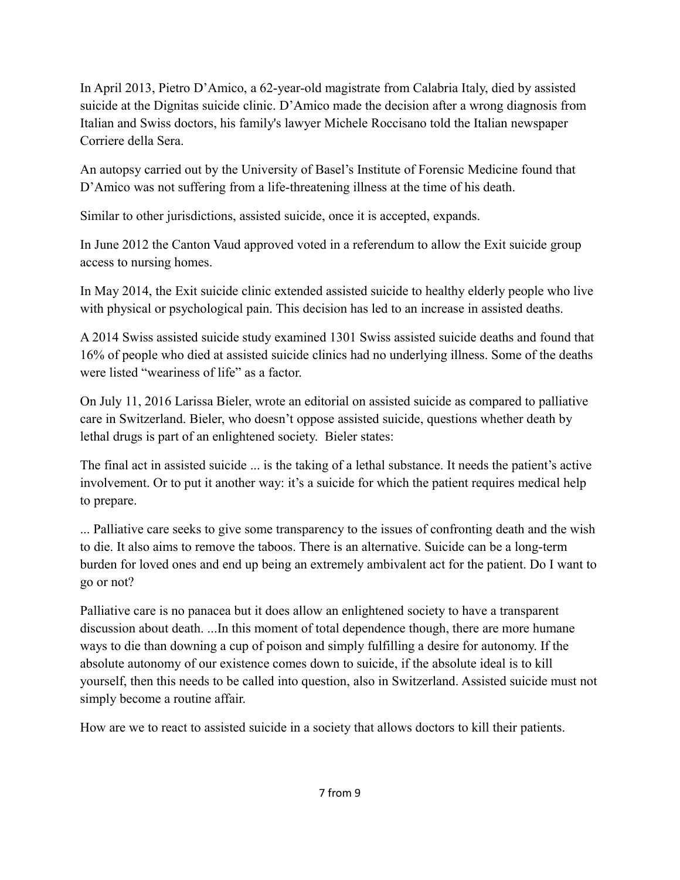In April 2013, Pietro D'Amico, a 62-year-old magistrate from Calabria Italy, died by assisted suicide at the Dignitas suicide clinic. D'Amico made the decision after a wrong diagnosis from Italian and Swiss doctors, his family's lawyer Michele Roccisano told the Italian newspaper Corriere della Sera.

An autopsy carried out by the University of Basel's Institute of Forensic Medicine found that D'Amico was not suffering from a life-threatening illness at the time of his death.

Similar to other jurisdictions, assisted suicide, once it is accepted, expands.

In June 2012 the Canton Vaud approved voted in a referendum to allow the Exit suicide group access to nursing homes.

In May 2014, the Exit suicide clinic extended assisted suicide to healthy elderly people who live with physical or psychological pain. This decision has led to an increase in assisted deaths.

A 2014 Swiss assisted suicide study examined 1301 Swiss assisted suicide deaths and found that 16% of people who died at assisted suicide clinics had no underlying illness. Some of the deaths were listed "weariness of life" as a factor.

On July 11, 2016 Larissa Bieler, wrote an editorial on assisted suicide as compared to palliative care in Switzerland. Bieler, who doesn't oppose assisted suicide, questions whether death by lethal drugs is part of an enlightened society. Bieler states:

The final act in assisted suicide ... is the taking of a lethal substance. It needs the patient's active involvement. Or to put it another way: it's a suicide for which the patient requires medical help to prepare.

... Palliative care seeks to give some transparency to the issues of confronting death and the wish to die. It also aims to remove the taboos. There is an alternative. Suicide can be a long-term burden for loved ones and end up being an extremely ambivalent act for the patient. Do I want to go or not?

Palliative care is no panacea but it does allow an enlightened society to have a transparent discussion about death. ...In this moment of total dependence though, there are more humane ways to die than downing a cup of poison and simply fulfilling a desire for autonomy. If the absolute autonomy of our existence comes down to suicide, if the absolute ideal is to kill yourself, then this needs to be called into question, also in Switzerland. Assisted suicide must not simply become a routine affair.

How are we to react to assisted suicide in a society that allows doctors to kill their patients.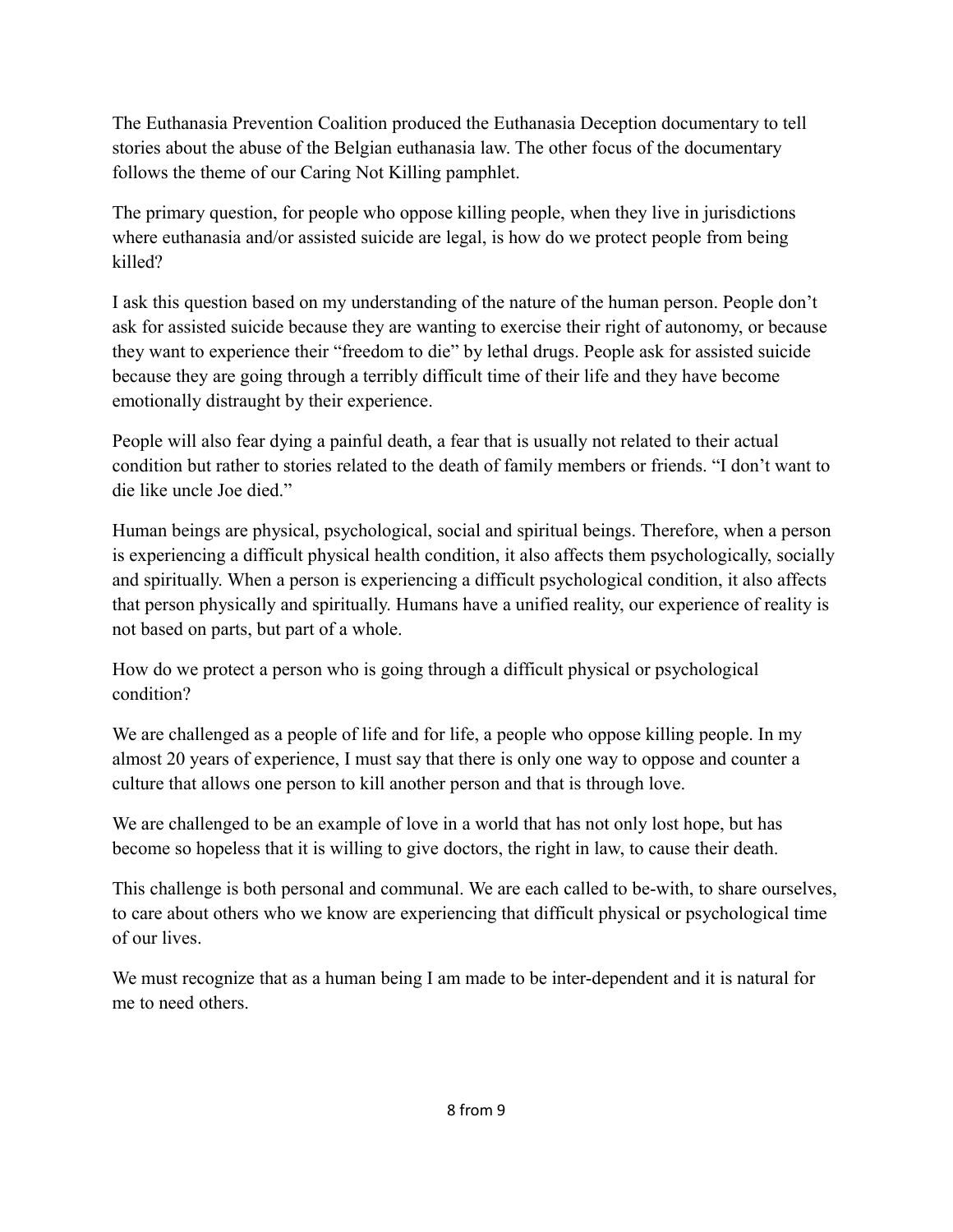The Euthanasia Prevention Coalition produced the Euthanasia Deception documentary to tell stories about the abuse of the Belgian euthanasia law. The other focus of the documentary follows the theme of our Caring Not Killing pamphlet.

The primary question, for people who oppose killing people, when they live in jurisdictions where euthanasia and/or assisted suicide are legal, is how do we protect people from being killed?

I ask this question based on my understanding of the nature of the human person. People don't ask for assisted suicide because they are wanting to exercise their right of autonomy, or because they want to experience their "freedom to die" by lethal drugs. People ask for assisted suicide because they are going through a terribly difficult time of their life and they have become emotionally distraught by their experience.

People will also fear dying a painful death, a fear that is usually not related to their actual condition but rather to stories related to the death of family members or friends. "I don't want to die like uncle Joe died."

Human beings are physical, psychological, social and spiritual beings. Therefore, when a person is experiencing a difficult physical health condition, it also affects them psychologically, socially and spiritually. When a person is experiencing a difficult psychological condition, it also affects that person physically and spiritually. Humans have a unified reality, our experience of reality is not based on parts, but part of a whole.

How do we protect a person who is going through a difficult physical or psychological condition?

We are challenged as a people of life and for life, a people who oppose killing people. In my almost 20 years of experience, I must say that there is only one way to oppose and counter a culture that allows one person to kill another person and that is through love.

We are challenged to be an example of love in a world that has not only lost hope, but has become so hopeless that it is willing to give doctors, the right in law, to cause their death.

This challenge is both personal and communal. We are each called to be-with, to share ourselves, to care about others who we know are experiencing that difficult physical or psychological time of our lives.

We must recognize that as a human being I am made to be inter-dependent and it is natural for me to need others.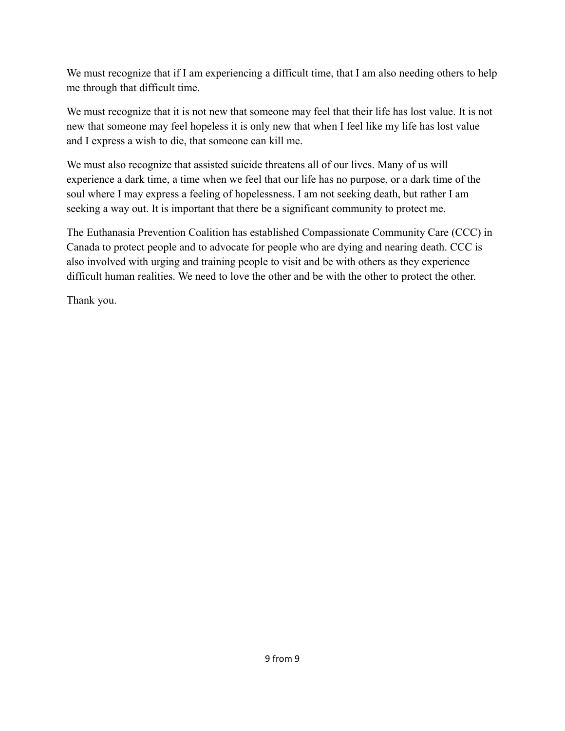We must recognize that if I am experiencing a difficult time, that I am also needing others to help me through that difficult time.

We must recognize that it is not new that someone may feel that their life has lost value. It is not new that someone may feel hopeless it is only new that when I feel like my life has lost value and I express a wish to die, that someone can kill me.

We must also recognize that assisted suicide threatens all of our lives. Many of us will experience a dark time, a time when we feel that our life has no purpose, or a dark time of the soul where I may express a feeling of hopelessness. I am not seeking death, but rather I am seeking a way out. It is important that there be a significant community to protect me.

The Euthanasia Prevention Coalition has established Compassionate Community Care (CCC) in Canada to protect people and to advocate for people who are dying and nearing death. CCC is also involved with urging and training people to visit and be with others as they experience difficult human realities. We need to love the other and be with the other to protect the other.

Thank you.